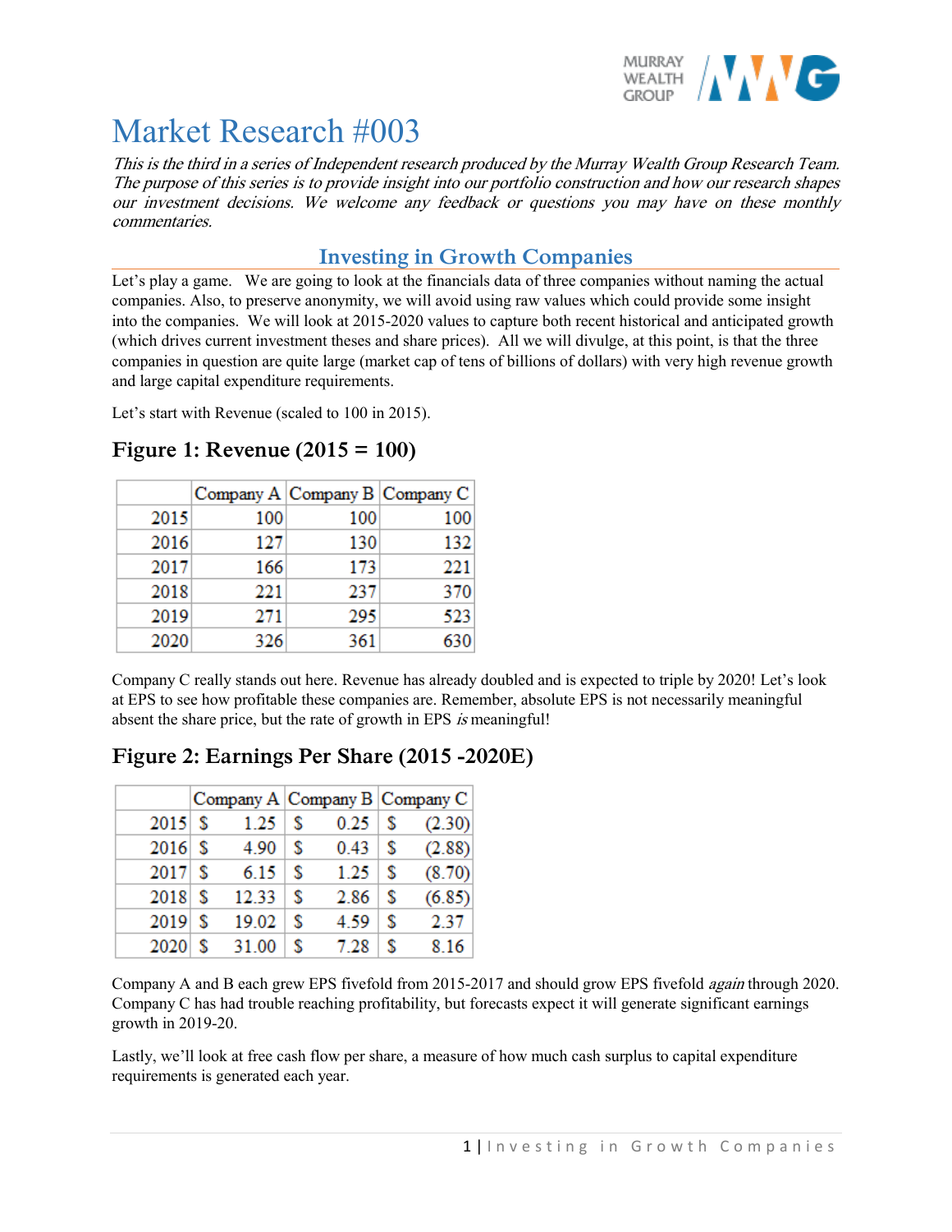# Market Research #003

*This is the third in a series of Independent research produced by the Murray Wealth Group Research Team. The purpose of this series is to provide insight into our portfolio construction and how our research shapes our investment decisions. We welcome any feedback or questions you may have on these monthly commentaries.*

## Investing in Growth Companies

Let's play a game. We are going to look at the financials data of three companies without naming the actual companies. Also, to preserve anonymity, we will avoid using raw values which could provide some insight into the companies. We will look at 2015-2020 values to capture both recent historical and anticipated growth (which drives current investment theses and share prices). All we will divulge, at this point, is that the three companies in question are quite large (market cap of tens of billions of dollars) with very high revenue growth and large capital expenditure requirements.

Let's start with Revenue (scaled to 100 in 2015).

### Figure 1: Revenue (2015 = 100)

| | Company A | Company B | Company C |
|---|---|---|---|
| 2015 | 100 | 100 | 100 |
| 2016 | 127 | 130 | 132 |
| 2017 | 166 | 173 | 221 |
| 2018 | 221 | 237 | 370 |
| 2019 | 271 | 295 | 523 |
| 2020 | 326 | 361 | 630 |

Company C really stands out here. Revenue has already doubled and is expected to triple by 2020! Let's look at EPS to see how profitable these companies are. Remember, absolute EPS is not necessarily meaningful absent the share price, but the rate of growth in EPS *is* meaningful!

### Figure 2: Earnings Per Share (2015 -2020E)

| | Company A | Company B | Company C |
|---|---|---|---|
| 2015 | $ 1.25 | $ 0.25 | $ (2.30) |
| 2016 | $ 4.90 | $ 0.43 | $ (2.88) |
| 2017 | $ 6.15 | $ 1.25 | $ (8.70) |
| 2018 | $ 12.33 | $ 2.86 | $ (6.85) |
| 2019 | $ 19.02 | $ 4.59 | $ 2.37 |
| 2020 | $ 31.00 | $ 7.28 | $ 8.16 |

Company A and B each grew EPS fivefold from 2015-2017 and should grow EPS fivefold *again* through 2020. Company C has had trouble reaching profitability, but forecasts expect it will generate significant earnings growth in 2019-20.

Lastly, we'll look at free cash flow per share, a measure of how much cash surplus to capital expenditure requirements is generated each year.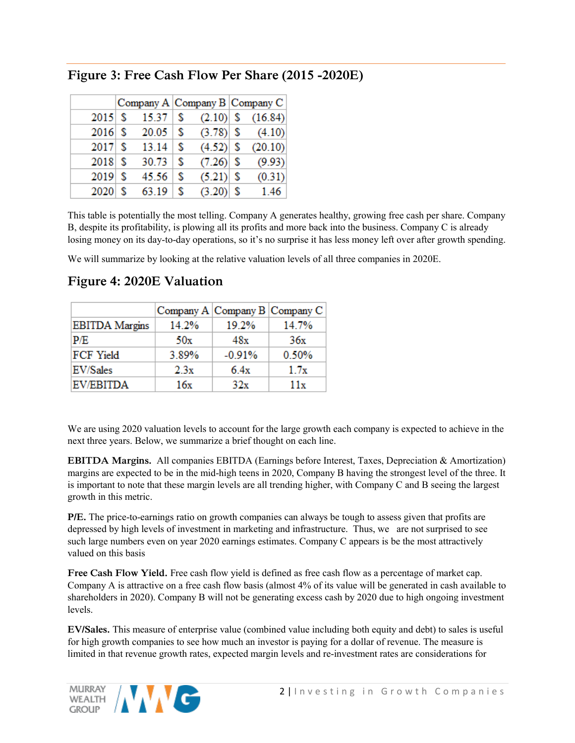## Figure 3: Free Cash Flow Per Share (2015 -2020E)

| | Company A | Company B | Company C |
|---|---|---|---|
| 2015 | $ 15.37 | $ (2.10) | $ (16.84) |
| 2016 | $ 20.05 | $ (3.78) | $ (4.10) |
| 2017 | $ 13.14 | $ (4.52) | $ (20.10) |
| 2018 | $ 30.73 | $ (7.26) | $ (9.93) |
| 2019 | $ 45.56 | $ (5.21) | $ (0.31) |
| 2020 | $ 63.19 | $ (3.20) | $ 1.46 |

This table is potentially the most telling. Company A generates healthy, growing free cash per share. Company B, despite its profitability, is plowing all its profits and more back into the business. Company C is already losing money on its day-to-day operations, so it's no surprise it has less money left over after growth spending.

We will summarize by looking at the relative valuation levels of all three companies in 2020E.

## Figure 4: 2020E Valuation

| | Company A | Company B | Company C |
|---|---|---|---|
| EBITDA Margins | 14.2% | 19.2% | 14.7% |
| P/E | 50x | 48x | 36x |
| FCF Yield | 3.89% | -0.91% | 0.50% |
| EV/Sales | 2.3x | 6.4x | 1.7x |
| EV/EBITDA | 16x | 32x | 11x |

We are using 2020 valuation levels to account for the large growth each company is expected to achieve in the next three years. Below, we summarize a brief thought on each line.

**EBITDA Margins.** All companies EBITDA (Earnings before Interest, Taxes, Depreciation & Amortization) margins are expected to be in the mid-high teens in 2020, Company B having the strongest level of the three. It is important to note that these margin levels are all trending higher, with Company C and B seeing the largest growth in this metric.

**P/E.** The price-to-earnings ratio on growth companies can always be tough to assess given that profits are depressed by high levels of investment in marketing and infrastructure. Thus, we are not surprised to see such large numbers even on year 2020 earnings estimates. Company C appears is be the most attractively valued on this basis

**Free Cash Flow Yield.** Free cash flow yield is defined as free cash flow as a percentage of market cap. Company A is attractive on a free cash flow basis (almost 4% of its value will be generated in cash available to shareholders in 2020). Company B will not be generating excess cash by 2020 due to high ongoing investment levels.

**EV/Sales.** This measure of enterprise value (combined value including both equity and debt) to sales is useful for high growth companies to see how much an investor is paying for a dollar of revenue. The measure is limited in that revenue growth rates, expected margin levels and re-investment rates are considerations for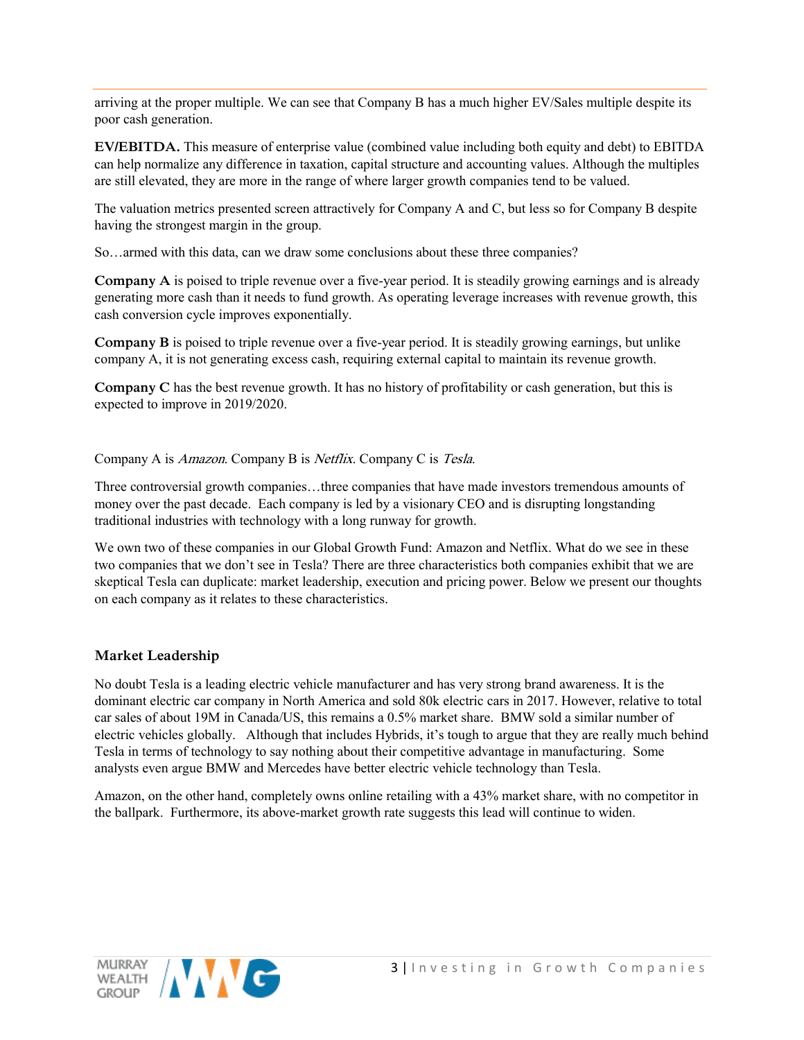arriving at the proper multiple. We can see that Company B has a much higher EV/Sales multiple despite its poor cash generation.

**EV/EBITDA.** This measure of enterprise value (combined value including both equity and debt) to EBITDA can help normalize any difference in taxation, capital structure and accounting values. Although the multiples are still elevated, they are more in the range of where larger growth companies tend to be valued.

The valuation metrics presented screen attractively for Company A and C, but less so for Company B despite having the strongest margin in the group.

So…armed with this data, can we draw some conclusions about these three companies?

**Company A** is poised to triple revenue over a five-year period. It is steadily growing earnings and is already generating more cash than it needs to fund growth. As operating leverage increases with revenue growth, this cash conversion cycle improves exponentially.

**Company B** is poised to triple revenue over a five-year period. It is steadily growing earnings, but unlike company A, it is not generating excess cash, requiring external capital to maintain its revenue growth.

**Company C** has the best revenue growth. It has no history of profitability or cash generation, but this is expected to improve in 2019/2020.

Company A is *Amazon*. Company B is *Netflix*. Company C is *Tesla*.

Three controversial growth companies…three companies that have made investors tremendous amounts of money over the past decade. Each company is led by a visionary CEO and is disrupting longstanding traditional industries with technology with a long runway for growth.

We own two of these companies in our Global Growth Fund: Amazon and Netflix. What do we see in these two companies that we don't see in Tesla? There are three characteristics both companies exhibit that we are skeptical Tesla can duplicate: market leadership, execution and pricing power. Below we present our thoughts on each company as it relates to these characteristics.

## Market Leadership

No doubt Tesla is a leading electric vehicle manufacturer and has very strong brand awareness. It is the dominant electric car company in North America and sold 80k electric cars in 2017. However, relative to total car sales of about 19M in Canada/US, this remains a 0.5% market share. BMW sold a similar number of electric vehicles globally. Although that includes Hybrids, it's tough to argue that they are really much behind Tesla in terms of technology to say nothing about their competitive advantage in manufacturing. Some analysts even argue BMW and Mercedes have better electric vehicle technology than Tesla.

Amazon, on the other hand, completely owns online retailing with a 43% market share, with no competitor in the ballpark. Furthermore, its above-market growth rate suggests this lead will continue to widen.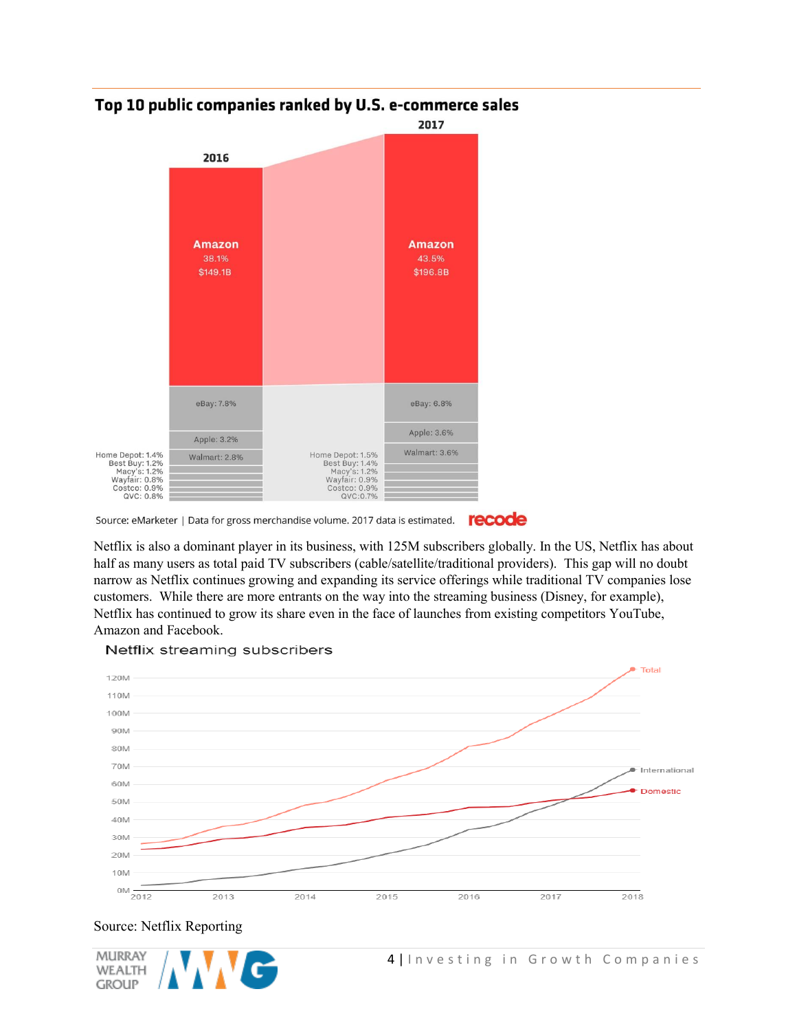## Top 10 public companies ranked by U.S. e-commerce sales

| Company | 2016 | 2017 |
| --- | --- | --- |
| Amazon | 38.1% ($149.1B) | 43.5% ($196.8B) |
| eBay | 7.8% | 6.8% |
| Apple | 3.2% | 3.6% |
| Walmart | 2.8% | 3.6% |
| Home Depot | 1.4% | 1.5% |
| Best Buy | 1.2% | 1.4% |
| Macy's | 1.2% | 1.2% |
| Wayfair | 0.8% | 0.9% |
| Costco | 0.9% | 0.9% |
| QVC | 0.8% | 0.7% |

Source: eMarketer | Data for gross merchandise volume. 2017 data is estimated. recode

Netflix is also a dominant player in its business, with 125M subscribers globally. In the US, Netflix has about half as many users as total paid TV subscribers (cable/satellite/traditional providers). This gap will no doubt narrow as Netflix continues growing and expanding its service offerings while traditional TV companies lose customers. While there are more entrants on the way into the streaming business (Disney, for example), Netflix has continued to grow its share even in the face of launches from existing competitors YouTube, Amazon and Facebook.

Netflix streaming subscribers

Source: Netflix Reporting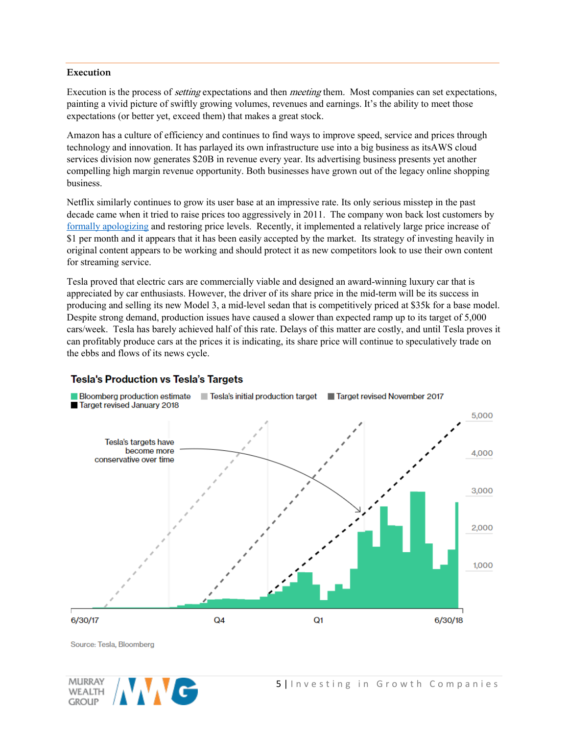### Execution

Execution is the process of *setting* expectations and then *meeting* them. Most companies can set expectations, painting a vivid picture of swiftly growing volumes, revenues and earnings. It's the ability to meet those expectations (or better yet, exceed them) that makes a great stock.

Amazon has a culture of efficiency and continues to find ways to improve speed, service and prices through technology and innovation. It has parlayed its own infrastructure use into a big business as itsAWS cloud services division now generates $20B in revenue every year. Its advertising business presents yet another compelling high margin revenue opportunity. Both businesses have grown out of the legacy online shopping business.

Netflix similarly continues to grow its user base at an impressive rate. Its only serious misstep in the past decade came when it tried to raise prices too aggressively in 2011. The company won back lost customers by formally apologizing and restoring price levels. Recently, it implemented a relatively large price increase of $1 per month and it appears that it has been easily accepted by the market. Its strategy of investing heavily in original content appears to be working and should protect it as new competitors look to use their own content for streaming service.

Tesla proved that electric cars are commercially viable and designed an award-winning luxury car that is appreciated by car enthusiasts. However, the driver of its share price in the mid-term will be its success in producing and selling its new Model 3, a mid-level sedan that is competitively priced at $35k for a base model. Despite strong demand, production issues have caused a slower than expected ramp up to its target of 5,000 cars/week. Tesla has barely achieved half of this rate. Delays of this matter are costly, and until Tesla proves it can profitably produce cars at the prices it is indicating, its share price will continue to speculatively trade on the ebbs and flows of its news cycle.

**Tesla's Production vs Tesla's Targets**

Bloomberg production estimate | Tesla's initial production target | Target revised November 2017 | Target revised January 2018

Tesla's targets have become more conservative over time

6/30/17 · Q4 · Q1 · 6/30/18

Source: Tesla, Bloomberg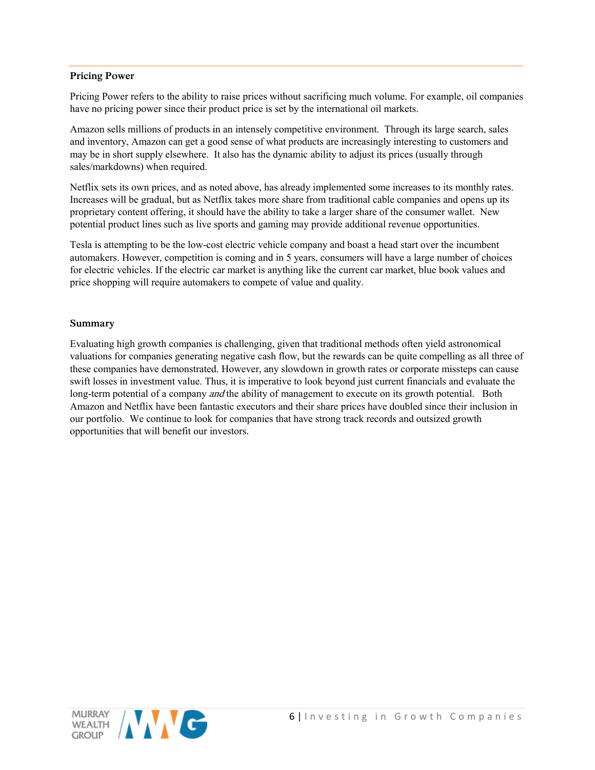**Pricing Power**

Pricing Power refers to the ability to raise prices without sacrificing much volume. For example, oil companies have no pricing power since their product price is set by the international oil markets.

Amazon sells millions of products in an intensely competitive environment. Through its large search, sales and inventory, Amazon can get a good sense of what products are increasingly interesting to customers and may be in short supply elsewhere. It also has the dynamic ability to adjust its prices (usually through sales/markdowns) when required.

Netflix sets its own prices, and as noted above, has already implemented some increases to its monthly rates. Increases will be gradual, but as Netflix takes more share from traditional cable companies and opens up its proprietary content offering, it should have the ability to take a larger share of the consumer wallet. New potential product lines such as live sports and gaming may provide additional revenue opportunities.

Tesla is attempting to be the low-cost electric vehicle company and boast a head start over the incumbent automakers. However, competition is coming and in 5 years, consumers will have a large number of choices for electric vehicles. If the electric car market is anything like the current car market, blue book values and price shopping will require automakers to compete of value and quality.

**Summary**

Evaluating high growth companies is challenging, given that traditional methods often yield astronomical valuations for companies generating negative cash flow, but the rewards can be quite compelling as all three of these companies have demonstrated. However, any slowdown in growth rates or corporate missteps can cause swift losses in investment value. Thus, it is imperative to look beyond just current financials and evaluate the long-term potential of a company *and* the ability of management to execute on its growth potential. Both Amazon and Netflix have been fantastic executors and their share prices have doubled since their inclusion in our portfolio. We continue to look for companies that have strong track records and outsized growth opportunities that will benefit our investors.